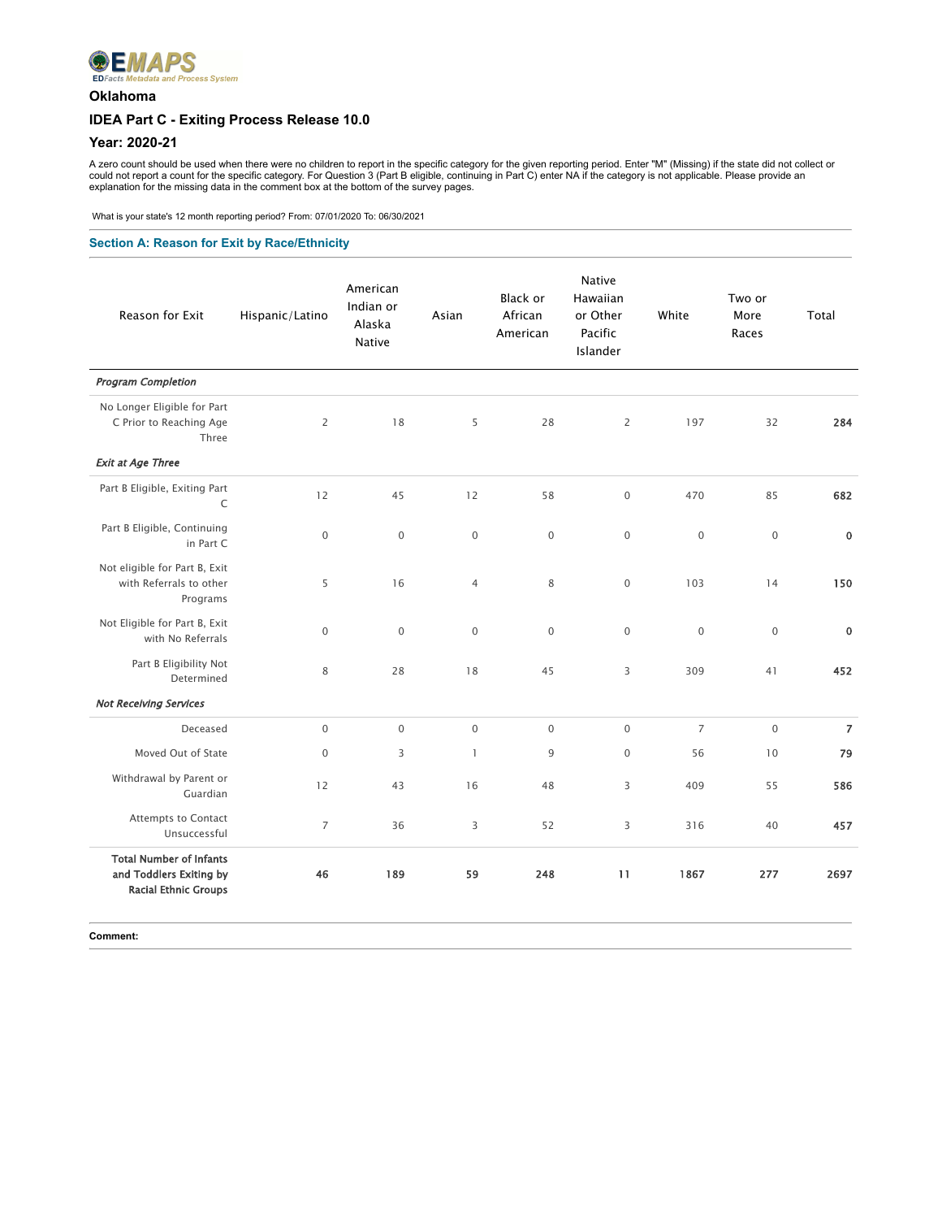EMAPS

EDFacts Metadata and Process System

# Oklahoma

## IDEA Part C - Exiting Process Release 10.0

## Year: 2020-21

A zero count should be used when there were no children to report in the specific category for the given reporting period. Enter "M" (Missing) if the state did not collect or could not report a count for the specific category. For Question 3 (Part B eligible, continuing in Part C) enter NA if the category is not applicable. Please provide an explanation for the missing data in the comment box at the bottom of the survey pages.

What is your state's 12 month reporting period? From: 07/01/2020 To: 06/30/2021

### Section A: Reason for Exit by Race/Ethnicity

| Reason for Exit | Hispanic/Latino | American Indian or Alaska Native | Asian | Black or African American | Native Hawaiian or Other Pacific Islander | White | Two or More Races | Total |
|---|---|---|---|---|---|---|---|---|
| *Program Completion* | | | | | | | | |
| No Longer Eligible for Part C Prior to Reaching Age Three | 2 | 18 | 5 | 28 | 2 | 197 | 32 | **284** |
| *Exit at Age Three* | | | | | | | | |
| Part B Eligible, Exiting Part C | 12 | 45 | 12 | 58 | 0 | 470 | 85 | **682** |
| Part B Eligible, Continuing in Part C | 0 | 0 | 0 | 0 | 0 | 0 | 0 | **0** |
| Not eligible for Part B, Exit with Referrals to other Programs | 5 | 16 | 4 | 8 | 0 | 103 | 14 | **150** |
| Not Eligible for Part B, Exit with No Referrals | 0 | 0 | 0 | 0 | 0 | 0 | 0 | **0** |
| Part B Eligibility Not Determined | 8 | 28 | 18 | 45 | 3 | 309 | 41 | **452** |
| *Not Receiving Services* | | | | | | | | |
| Deceased | 0 | 0 | 0 | 0 | 0 | 7 | 0 | **7** |
| Moved Out of State | 0 | 3 | 1 | 9 | 0 | 56 | 10 | **79** |
| Withdrawal by Parent or Guardian | 12 | 43 | 16 | 48 | 3 | 409 | 55 | **586** |
| Attempts to Contact Unsuccessful | 7 | 36 | 3 | 52 | 3 | 316 | 40 | **457** |
| **Total Number of Infants and Toddlers Exiting by Racial Ethnic Groups** | **46** | **189** | **59** | **248** | **11** | **1867** | **277** | **2697** |

**Comment:**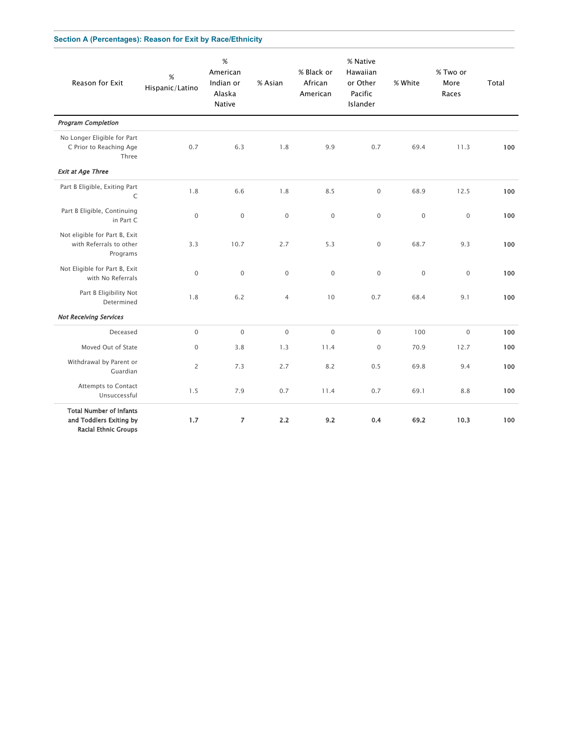### Section A (Percentages): Reason for Exit by Race/Ethnicity

| Reason for Exit | % Hispanic/Latino | % American Indian or Alaska Native | % Asian | % Black or African American | % Native Hawaiian or Other Pacific Islander | % White | % Two or More Races | Total |
|---|---|---|---|---|---|---|---|---|
| ***Program Completion*** | | | | | | | | |
| No Longer Eligible for Part C Prior to Reaching Age Three | 0.7 | 6.3 | 1.8 | 9.9 | 0.7 | 69.4 | 11.3 | **100** |
| ***Exit at Age Three*** | | | | | | | | |
| Part B Eligible, Exiting Part C | 1.8 | 6.6 | 1.8 | 8.5 | 0 | 68.9 | 12.5 | **100** |
| Part B Eligible, Continuing in Part C | 0 | 0 | 0 | 0 | 0 | 0 | 0 | **100** |
| Not eligible for Part B, Exit with Referrals to other Programs | 3.3 | 10.7 | 2.7 | 5.3 | 0 | 68.7 | 9.3 | **100** |
| Not Eligible for Part B, Exit with No Referrals | 0 | 0 | 0 | 0 | 0 | 0 | 0 | **100** |
| Part B Eligibility Not Determined | 1.8 | 6.2 | 4 | 10 | 0.7 | 68.4 | 9.1 | **100** |
| ***Not Receiving Services*** | | | | | | | | |
| Deceased | 0 | 0 | 0 | 0 | 0 | 100 | 0 | **100** |
| Moved Out of State | 0 | 3.8 | 1.3 | 11.4 | 0 | 70.9 | 12.7 | **100** |
| Withdrawal by Parent or Guardian | 2 | 7.3 | 2.7 | 8.2 | 0.5 | 69.8 | 9.4 | **100** |
| Attempts to Contact Unsuccessful | 1.5 | 7.9 | 0.7 | 11.4 | 0.7 | 69.1 | 8.8 | **100** |
| **Total Number of Infants and Toddlers Exiting by Racial Ethnic Groups** | **1.7** | **7** | **2.2** | **9.2** | **0.4** | **69.2** | **10.3** | 100 |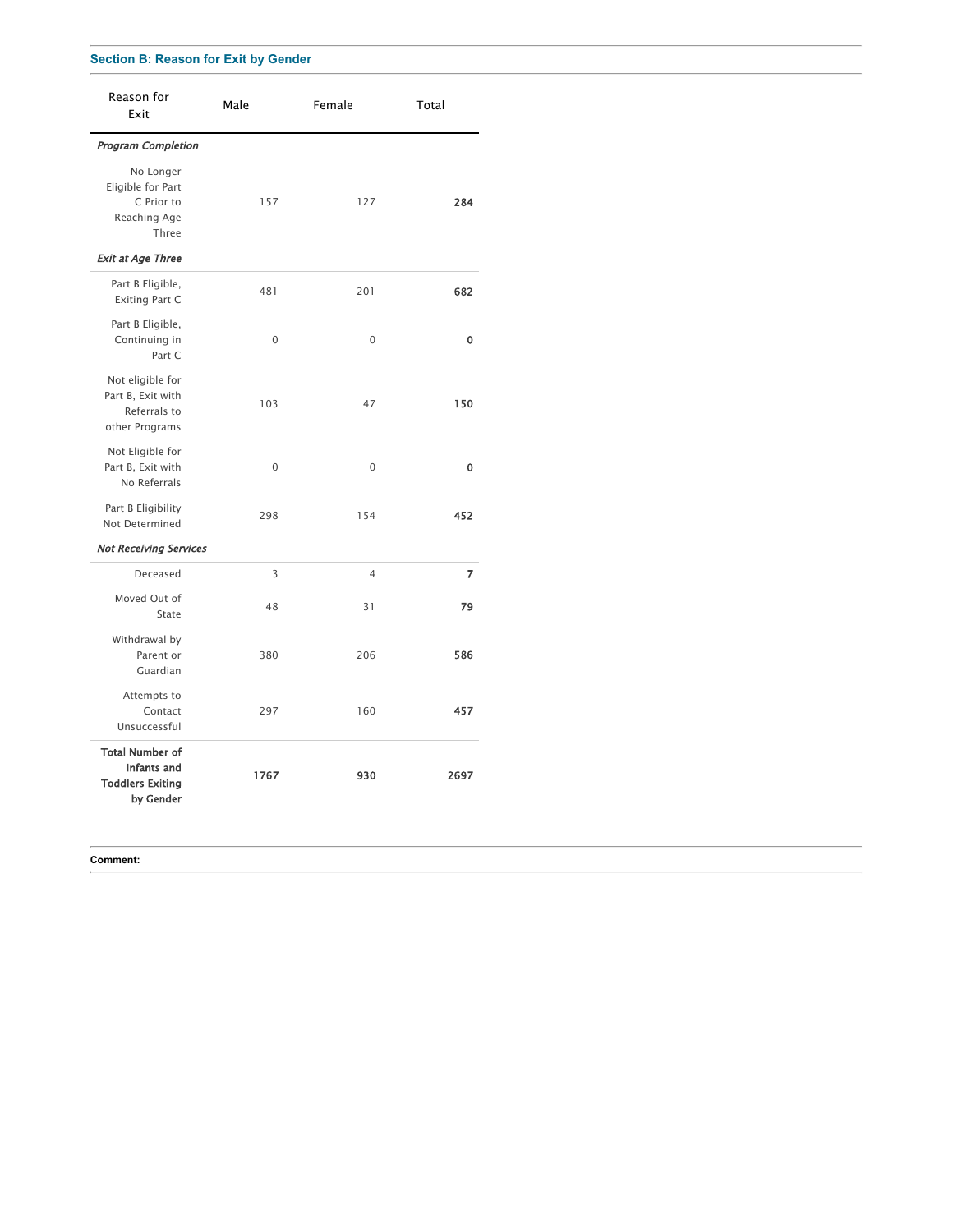## Section B: Reason for Exit by Gender

| Reason for Exit | Male | Female | Total |
|---|---|---|---|
| ***Program Completion*** | | | |
| No Longer Eligible for Part C Prior to Reaching Age Three | 157 | 127 | **284** |
| ***Exit at Age Three*** | | | |
| Part B Eligible, Exiting Part C | 481 | 201 | **682** |
| Part B Eligible, Continuing in Part C | 0 | 0 | **0** |
| Not eligible for Part B, Exit with Referrals to other Programs | 103 | 47 | **150** |
| Not Eligible for Part B, Exit with No Referrals | 0 | 0 | **0** |
| Part B Eligibility Not Determined | 298 | 154 | **452** |
| ***Not Receiving Services*** | | | |
| Deceased | 3 | 4 | **7** |
| Moved Out of State | 48 | 31 | **79** |
| Withdrawal by Parent or Guardian | 380 | 206 | **586** |
| Attempts to Contact Unsuccessful | 297 | 160 | **457** |
| **Total Number of Infants and Toddlers Exiting by Gender** | **1767** | **930** | **2697** |

**Comment:**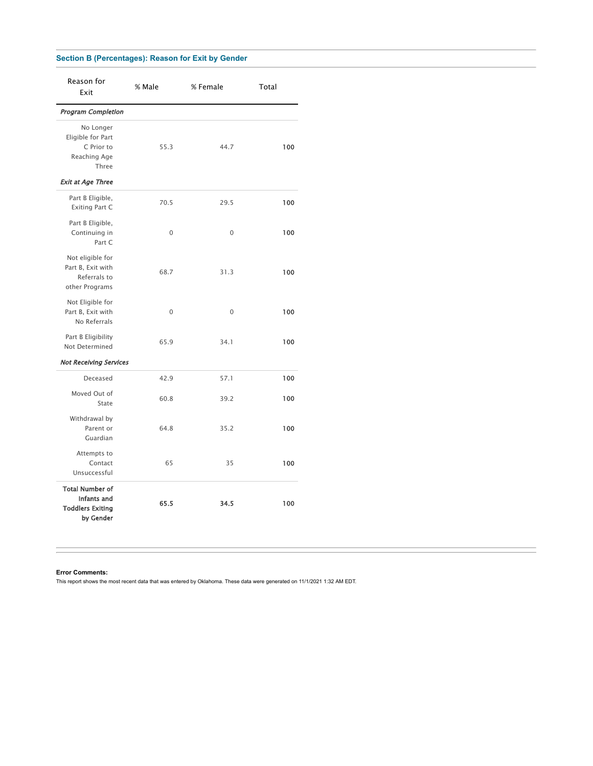### Section B (Percentages): Reason for Exit by Gender

| Reason for Exit | % Male | % Female | Total |
|---|---|---|---|
| ***Program Completion*** | | | |
| No Longer Eligible for Part C Prior to Reaching Age Three | 55.3 | 44.7 | **100** |
| ***Exit at Age Three*** | | | |
| Part B Eligible, Exiting Part C | 70.5 | 29.5 | **100** |
| Part B Eligible, Continuing in Part C | 0 | 0 | **100** |
| Not eligible for Part B, Exit with Referrals to other Programs | 68.7 | 31.3 | **100** |
| Not Eligible for Part B, Exit with No Referrals | 0 | 0 | **100** |
| Part B Eligibility Not Determined | 65.9 | 34.1 | **100** |
| ***Not Receiving Services*** | | | |
| Deceased | 42.9 | 57.1 | **100** |
| Moved Out of State | 60.8 | 39.2 | **100** |
| Withdrawal by Parent or Guardian | 64.8 | 35.2 | **100** |
| Attempts to Contact Unsuccessful | 65 | 35 | **100** |
| **Total Number of Infants and Toddlers Exiting by Gender** | **65.5** | **34.5** | **100** |

**Error Comments:**

This report shows the most recent data that was entered by Oklahoma. These data were generated on 11/1/2021 1:32 AM EDT.